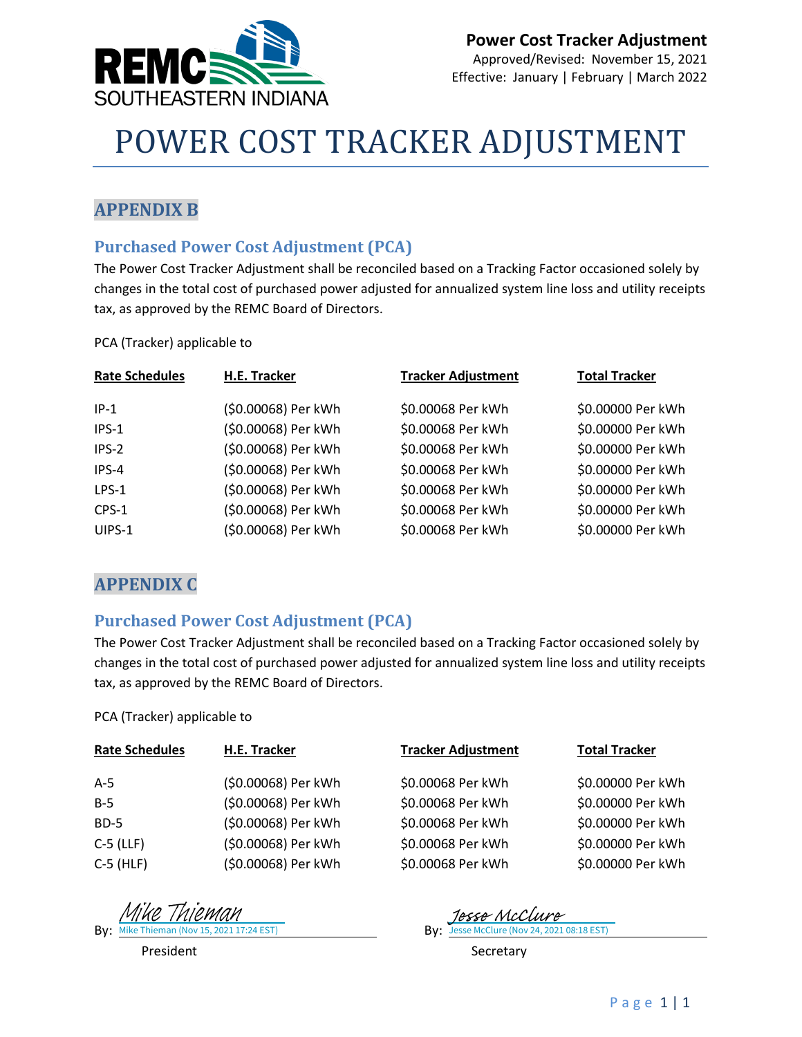REMC SOUTHEASTERN INDIANA

**Power Cost Tracker Adjustment**
Approved/Revised: November 15, 2021
Effective: January | February | March 2022

# POWER COST TRACKER ADJUSTMENT

## APPENDIX B

### Purchased Power Cost Adjustment (PCA)

The Power Cost Tracker Adjustment shall be reconciled based on a Tracking Factor occasioned solely by changes in the total cost of purchased power adjusted for annualized system line loss and utility receipts tax, as approved by the REMC Board of Directors.

PCA (Tracker) applicable to

| Rate Schedules | H.E. Tracker | Tracker Adjustment | Total Tracker |
|---|---|---|---|
| IP-1 | ($0.00068) Per kWh | $0.00068 Per kWh | $0.00000 Per kWh |
| IPS-1 | ($0.00068) Per kWh | $0.00068 Per kWh | $0.00000 Per kWh |
| IPS-2 | ($0.00068) Per kWh | $0.00068 Per kWh | $0.00000 Per kWh |
| IPS-4 | ($0.00068) Per kWh | $0.00068 Per kWh | $0.00000 Per kWh |
| LPS-1 | ($0.00068) Per kWh | $0.00068 Per kWh | $0.00000 Per kWh |
| CPS-1 | ($0.00068) Per kWh | $0.00068 Per kWh | $0.00000 Per kWh |
| UIPS-1 | ($0.00068) Per kWh | $0.00068 Per kWh | $0.00000 Per kWh |

## APPENDIX C

### Purchased Power Cost Adjustment (PCA)

The Power Cost Tracker Adjustment shall be reconciled based on a Tracking Factor occasioned solely by changes in the total cost of purchased power adjusted for annualized system line loss and utility receipts tax, as approved by the REMC Board of Directors.

PCA (Tracker) applicable to

| Rate Schedules | H.E. Tracker | Tracker Adjustment | Total Tracker |
|---|---|---|---|
| A-5 | ($0.00068) Per kWh | $0.00068 Per kWh | $0.00000 Per kWh |
| B-5 | ($0.00068) Per kWh | $0.00068 Per kWh | $0.00000 Per kWh |
| BD-5 | ($0.00068) Per kWh | $0.00068 Per kWh | $0.00000 Per kWh |
| C-5 (LLF) | ($0.00068) Per kWh | $0.00068 Per kWh | $0.00000 Per kWh |
| C-5 (HLF) | ($0.00068) Per kWh | $0.00068 Per kWh | $0.00000 Per kWh |

By: *Mike Thieman*
Mike Thieman (Nov 15, 2021 17:24 EST)
President

By: *Jesse McClure*
Jesse McClure (Nov 24, 2021 08:18 EST)
Secretary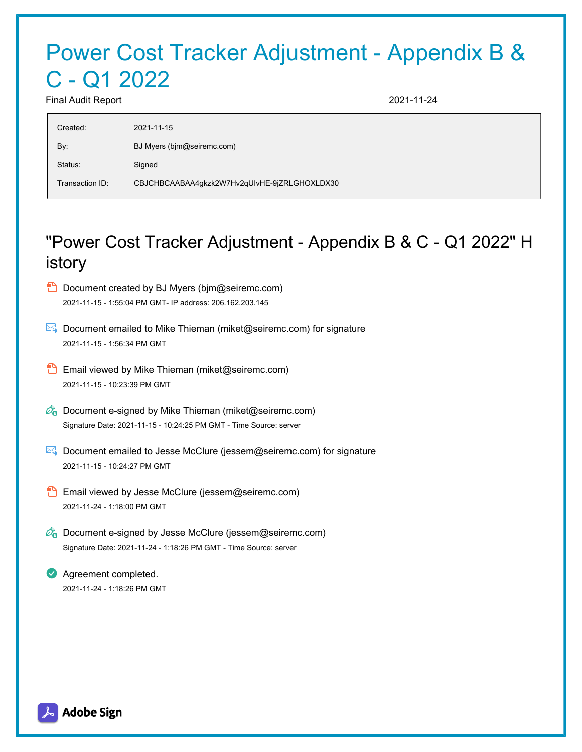# Power Cost Tracker Adjustment - Appendix B & C - Q1 2022

Final Audit Report 2021-11-24

| | |
|---|---|
| Created: | 2021-11-15 |
| By: | BJ Myers (bjm@seiremc.com) |
| Status: | Signed |
| Transaction ID: | CBJCHBCAABAA4gkzk2W7Hv2qUIvHE-9jZRLGHOXLDX30 |

## "Power Cost Tracker Adjustment - Appendix B & C - Q1 2022" History

- Document created by BJ Myers (bjm@seiremc.com)
  2021-11-15 - 1:55:04 PM GMT- IP address: 206.162.203.145

- Document emailed to Mike Thieman (miket@seiremc.com) for signature
  2021-11-15 - 1:56:34 PM GMT

- Email viewed by Mike Thieman (miket@seiremc.com)
  2021-11-15 - 10:23:39 PM GMT

- Document e-signed by Mike Thieman (miket@seiremc.com)
  Signature Date: 2021-11-15 - 10:24:25 PM GMT - Time Source: server

- Document emailed to Jesse McClure (jessem@seiremc.com) for signature
  2021-11-15 - 10:24:27 PM GMT

- Email viewed by Jesse McClure (jessem@seiremc.com)
  2021-11-24 - 1:18:00 PM GMT

- Document e-signed by Jesse McClure (jessem@seiremc.com)
  Signature Date: 2021-11-24 - 1:18:26 PM GMT - Time Source: server

- Agreement completed.
  2021-11-24 - 1:18:26 PM GMT

Adobe Sign